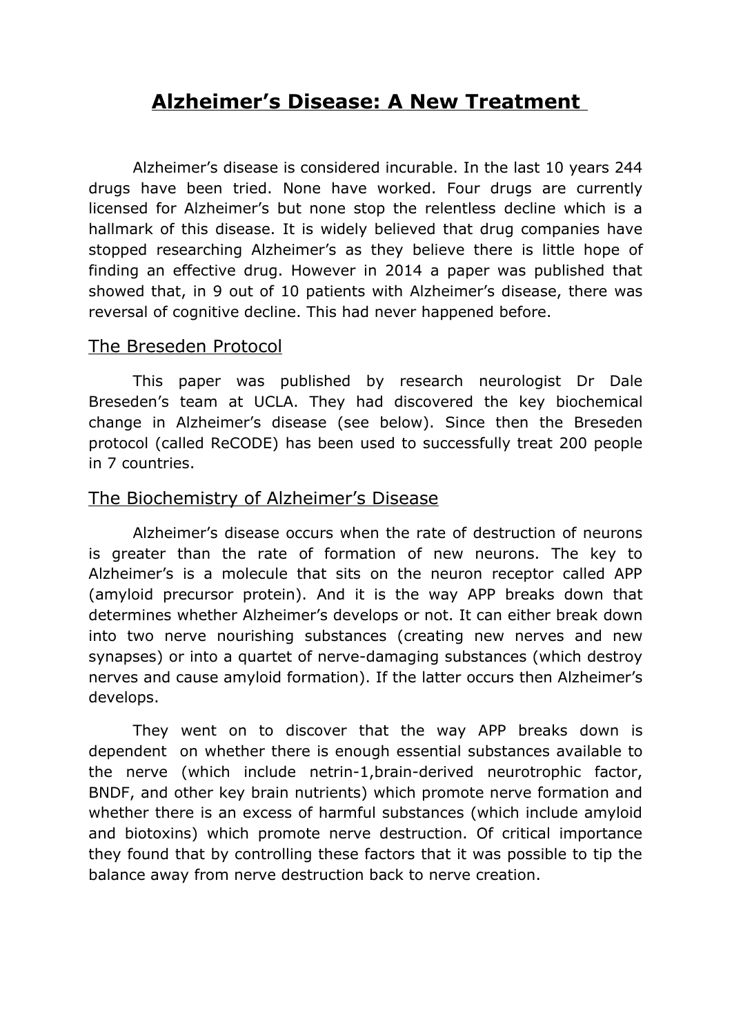# Alzheimer's Disease: A New Treatment

Alzheimer's disease is considered incurable. In the last 10 years 244 drugs have been tried. None have worked. Four drugs are currently licensed for Alzheimer's but none stop the relentless decline which is a hallmark of this disease. It is widely believed that drug companies have stopped researching Alzheimer's as they believe there is little hope of finding an effective drug. However in 2014 a paper was published that showed that, in 9 out of 10 patients with Alzheimer's disease, there was reversal of cognitive decline. This had never happened before.

## The Breseden Protocol

This paper was published by research neurologist Dr Dale Breseden's team at UCLA. They had discovered the key biochemical change in Alzheimer's disease (see below). Since then the Breseden protocol (called ReCODE) has been used to successfully treat 200 people in 7 countries.

## The Biochemistry of Alzheimer's Disease

Alzheimer's disease occurs when the rate of destruction of neurons is greater than the rate of formation of new neurons. The key to Alzheimer's is a molecule that sits on the neuron receptor called APP (amyloid precursor protein). And it is the way APP breaks down that determines whether Alzheimer's develops or not. It can either break down into two nerve nourishing substances (creating new nerves and new synapses) or into a quartet of nerve-damaging substances (which destroy nerves and cause amyloid formation). If the latter occurs then Alzheimer's develops.

They went on to discover that the way APP breaks down is dependent on whether there is enough essential substances available to the nerve (which include netrin-1,brain-derived neurotrophic factor, BNDF, and other key brain nutrients) which promote nerve formation and whether there is an excess of harmful substances (which include amyloid and biotoxins) which promote nerve destruction. Of critical importance they found that by controlling these factors that it was possible to tip the balance away from nerve destruction back to nerve creation.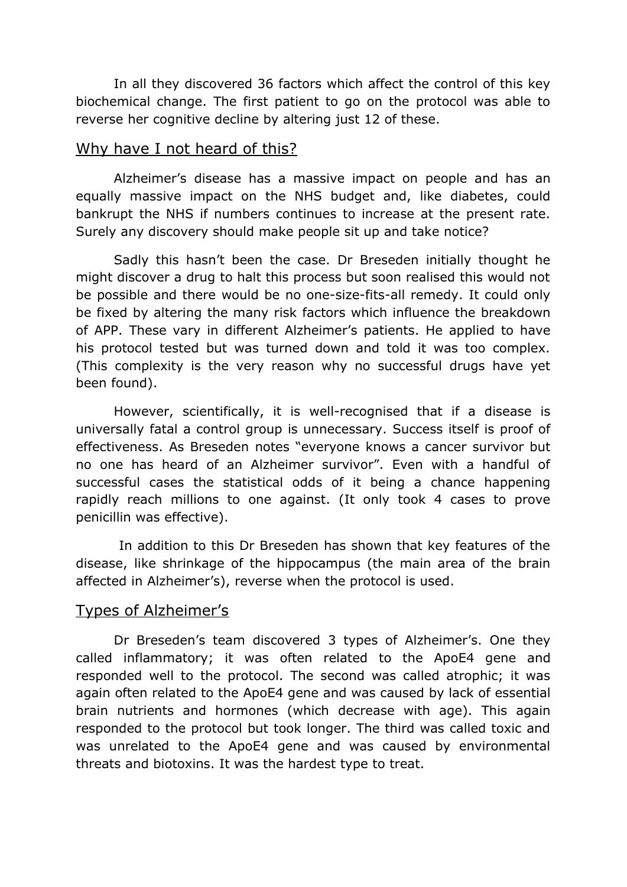In all they discovered 36 factors which affect the control of this key biochemical change. The first patient to go on the protocol was able to reverse her cognitive decline by altering just 12 of these.

## Why have I not heard of this?

Alzheimer's disease has a massive impact on people and has an equally massive impact on the NHS budget and, like diabetes, could bankrupt the NHS if numbers continues to increase at the present rate. Surely any discovery should make people sit up and take notice?

Sadly this hasn't been the case. Dr Breseden initially thought he might discover a drug to halt this process but soon realised this would not be possible and there would be no one-size-fits-all remedy. It could only be fixed by altering the many risk factors which influence the breakdown of APP. These vary in different Alzheimer's patients. He applied to have his protocol tested but was turned down and told it was too complex. (This complexity is the very reason why no successful drugs have yet been found).

However, scientifically, it is well-recognised that if a disease is universally fatal a control group is unnecessary. Success itself is proof of effectiveness. As Breseden notes "everyone knows a cancer survivor but no one has heard of an Alzheimer survivor". Even with a handful of successful cases the statistical odds of it being a chance happening rapidly reach millions to one against. (It only took 4 cases to prove penicillin was effective).

In addition to this Dr Breseden has shown that key features of the disease, like shrinkage of the hippocampus (the main area of the brain affected in Alzheimer's), reverse when the protocol is used.

## Types of Alzheimer's

Dr Breseden's team discovered 3 types of Alzheimer's. One they called inflammatory; it was often related to the ApoE4 gene and responded well to the protocol. The second was called atrophic; it was again often related to the ApoE4 gene and was caused by lack of essential brain nutrients and hormones (which decrease with age). This again responded to the protocol but took longer. The third was called toxic and was unrelated to the ApoE4 gene and was caused by environmental threats and biotoxins. It was the hardest type to treat.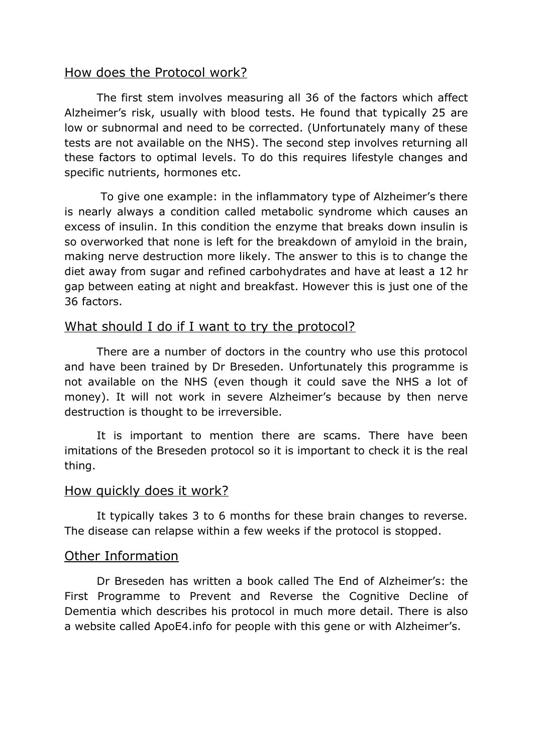## How does the Protocol work?

The first stem involves measuring all 36 of the factors which affect Alzheimer's risk, usually with blood tests. He found that typically 25 are low or subnormal and need to be corrected. (Unfortunately many of these tests are not available on the NHS). The second step involves returning all these factors to optimal levels. To do this requires lifestyle changes and specific nutrients, hormones etc.

To give one example: in the inflammatory type of Alzheimer's there is nearly always a condition called metabolic syndrome which causes an excess of insulin. In this condition the enzyme that breaks down insulin is so overworked that none is left for the breakdown of amyloid in the brain, making nerve destruction more likely. The answer to this is to change the diet away from sugar and refined carbohydrates and have at least a 12 hr gap between eating at night and breakfast. However this is just one of the 36 factors.

## What should I do if I want to try the protocol?

There are a number of doctors in the country who use this protocol and have been trained by Dr Breseden. Unfortunately this programme is not available on the NHS (even though it could save the NHS a lot of money). It will not work in severe Alzheimer's because by then nerve destruction is thought to be irreversible.

It is important to mention there are scams. There have been imitations of the Breseden protocol so it is important to check it is the real thing.

## How quickly does it work?

It typically takes 3 to 6 months for these brain changes to reverse. The disease can relapse within a few weeks if the protocol is stopped.

## Other Information

Dr Breseden has written a book called The End of Alzheimer's: the First Programme to Prevent and Reverse the Cognitive Decline of Dementia which describes his protocol in much more detail. There is also a website called ApoE4.info for people with this gene or with Alzheimer's.